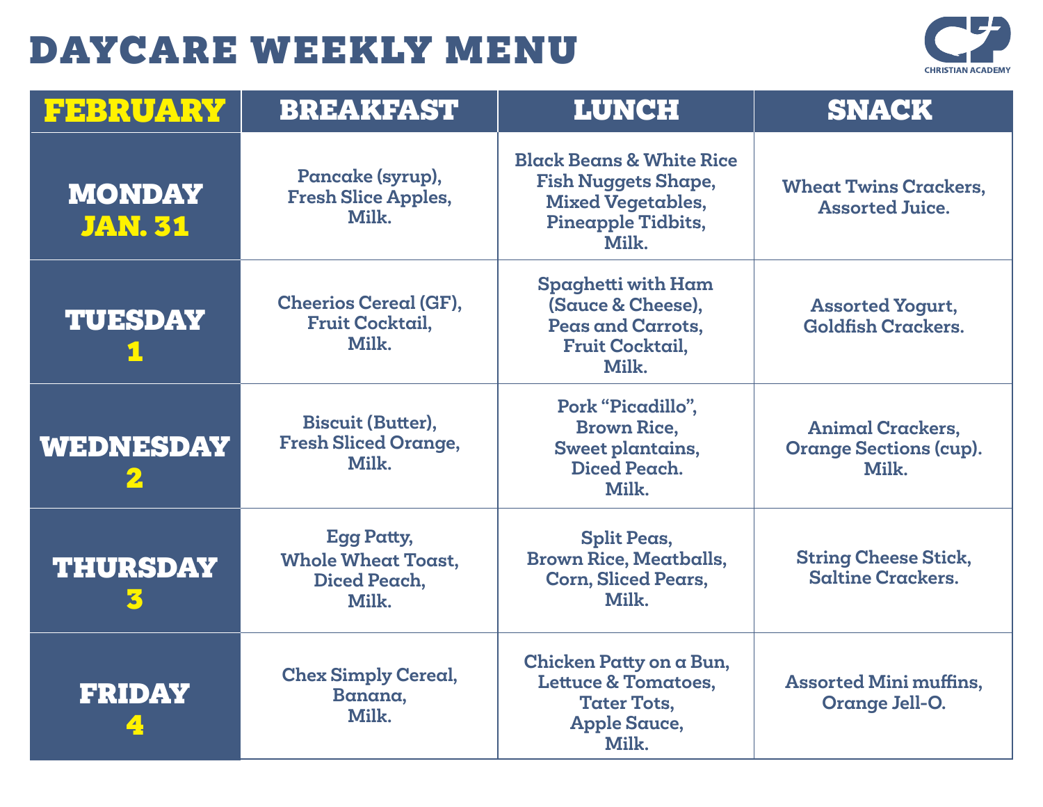# DAYCARE WEEKLY MENU

CHRISTIAN ACADEMY

| FEBRUARY | BREAKFAST | LUNCH | SNACK |
|---|---|---|---|
| MONDAY JAN. 31 | Pancake (syrup), Fresh Slice Apples, Milk. | Black Beans & White Rice Fish Nuggets Shape, Mixed Vegetables, Pineapple Tidbits, Milk. | Wheat Twins Crackers, Assorted Juice. |
| TUESDAY 1 | Cheerios Cereal (GF), Fruit Cocktail, Milk. | Spaghetti with Ham (Sauce & Cheese), Peas and Carrots, Fruit Cocktail, Milk. | Assorted Yogurt, Goldfish Crackers. |
| WEDNESDAY 2 | Biscuit (Butter), Fresh Sliced Orange, Milk. | Pork "Picadillo", Brown Rice, Sweet plantains, Diced Peach. Milk. | Animal Crackers, Orange Sections (cup). Milk. |
| THURSDAY 3 | Egg Patty, Whole Wheat Toast, Diced Peach, Milk. | Split Peas, Brown Rice, Meatballs, Corn, Sliced Pears, Milk. | String Cheese Stick, Saltine Crackers. |
| FRIDAY 4 | Chex Simply Cereal, Banana, Milk. | Chicken Patty on a Bun, Lettuce & Tomatoes, Tater Tots, Apple Sauce, Milk. | Assorted Mini muffins, Orange Jell-O. |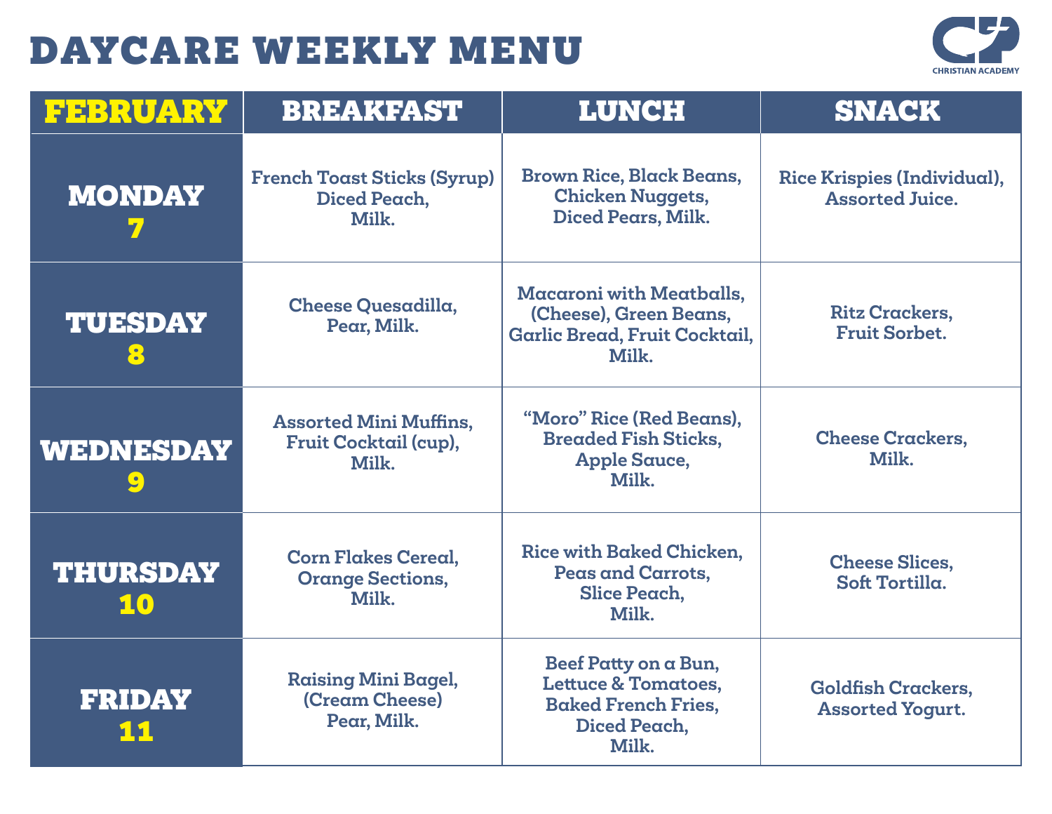# DAYCARE WEEKLY MENU

CHRISTIAN ACADEMY

| FEBRUARY | BREAKFAST | LUNCH | SNACK |
|---|---|---|---|
| MONDAY 7 | French Toast Sticks (Syrup) Diced Peach, Milk. | Brown Rice, Black Beans, Chicken Nuggets, Diced Pears, Milk. | Rice Krispies (Individual), Assorted Juice. |
| TUESDAY 8 | Cheese Quesadilla, Pear, Milk. | Macaroni with Meatballs, (Cheese), Green Beans, Garlic Bread, Fruit Cocktail, Milk. | Ritz Crackers, Fruit Sorbet. |
| WEDNESDAY 9 | Assorted Mini Muffins, Fruit Cocktail (cup), Milk. | "Moro" Rice (Red Beans), Breaded Fish Sticks, Apple Sauce, Milk. | Cheese Crackers, Milk. |
| THURSDAY 10 | Corn Flakes Cereal, Orange Sections, Milk. | Rice with Baked Chicken, Peas and Carrots, Slice Peach, Milk. | Cheese Slices, Soft Tortilla. |
| FRIDAY 11 | Raising Mini Bagel, (Cream Cheese) Pear, Milk. | Beef Patty on a Bun, Lettuce & Tomatoes, Baked French Fries, Diced Peach, Milk. | Goldfish Crackers, Assorted Yogurt. |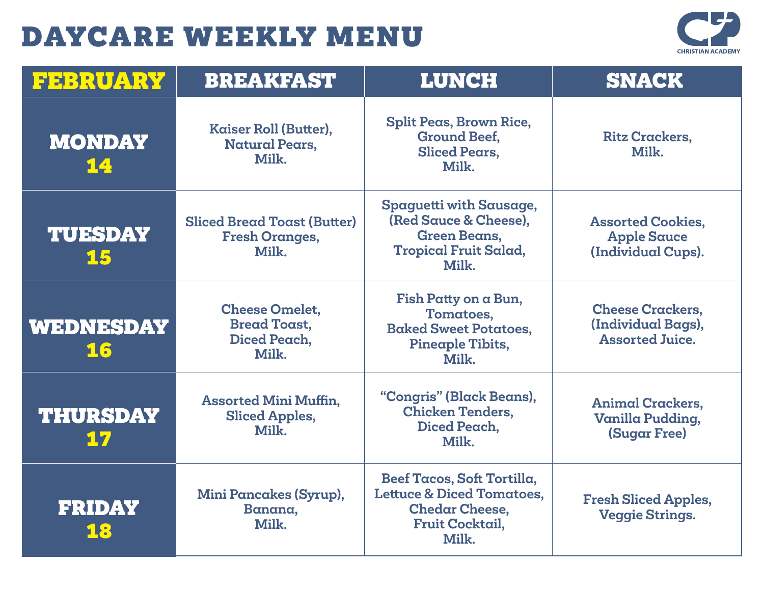# DAYCARE WEEKLY MENU

CHRISTIAN ACADEMY

| FEBRUARY | BREAKFAST | LUNCH | SNACK |
|---|---|---|---|
| MONDAY 14 | Kaiser Roll (Butter), Natural Pears, Milk. | Split Peas, Brown Rice, Ground Beef, Sliced Pears, Milk. | Ritz Crackers, Milk. |
| TUESDAY 15 | Sliced Bread Toast (Butter) Fresh Oranges, Milk. | Spaguetti with Sausage, (Red Sauce & Cheese), Green Beans, Tropical Fruit Salad, Milk. | Assorted Cookies, Apple Sauce (Individual Cups). |
| WEDNESDAY 16 | Cheese Omelet, Bread Toast, Diced Peach, Milk. | Fish Patty on a Bun, Tomatoes, Baked Sweet Potatoes, Pineaple Tibits, Milk. | Cheese Crackers, (Individual Bags), Assorted Juice. |
| THURSDAY 17 | Assorted Mini Muffin, Sliced Apples, Milk. | “Congris” (Black Beans), Chicken Tenders, Diced Peach, Milk. | Animal Crackers, Vanilla Pudding, (Sugar Free) |
| FRIDAY 18 | Mini Pancakes (Syrup), Banana, Milk. | Beef Tacos, Soft Tortilla, Lettuce & Diced Tomatoes, Chedar Cheese, Fruit Cocktail, Milk. | Fresh Sliced Apples, Veggie Strings. |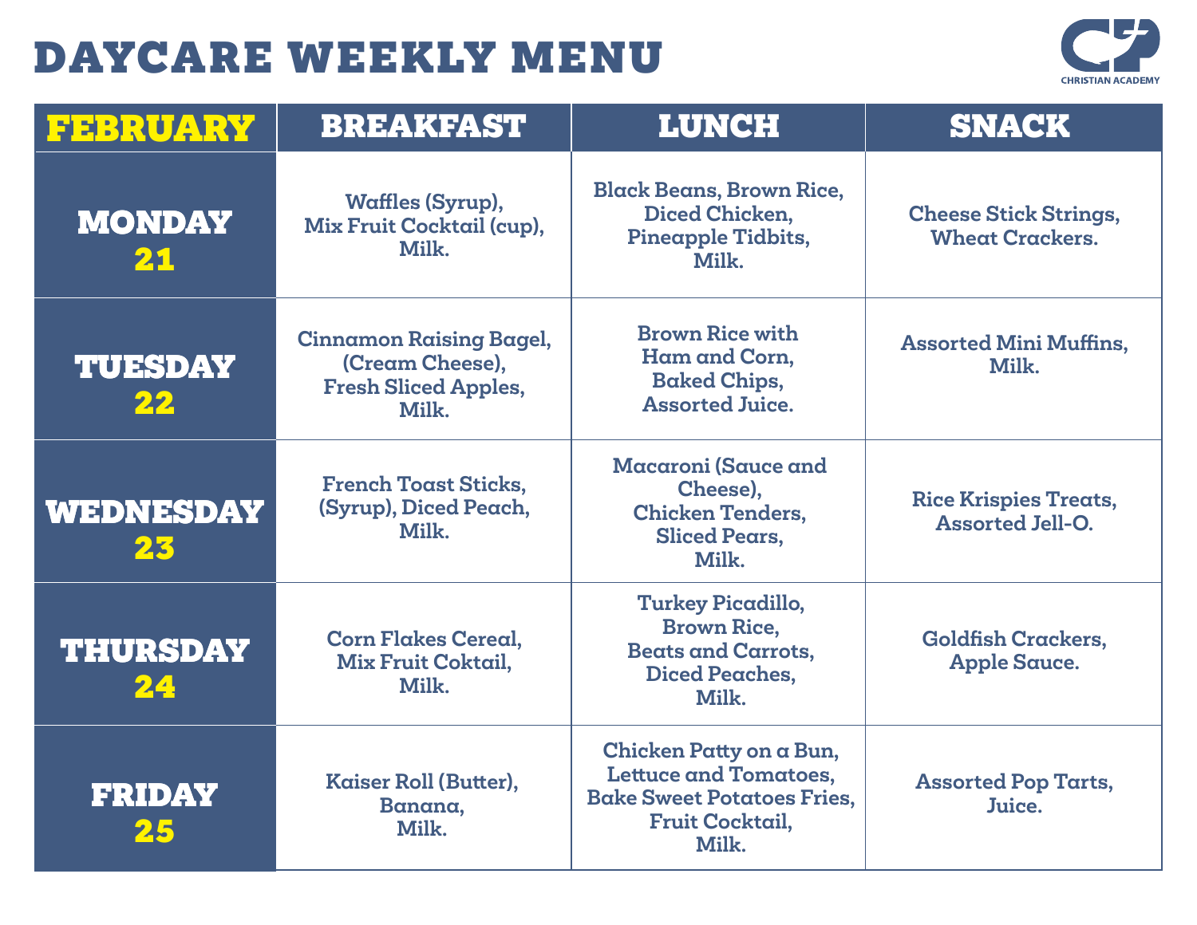# DAYCARE WEEKLY MENU

CHRISTIAN ACADEMY

| FEBRUARY | BREAKFAST | LUNCH | SNACK |
| --- | --- | --- | --- |
| MONDAY 21 | Waffles (Syrup), Mix Fruit Cocktail (cup), Milk. | Black Beans, Brown Rice, Diced Chicken, Pineapple Tidbits, Milk. | Cheese Stick Strings, Wheat Crackers. |
| TUESDAY 22 | Cinnamon Raising Bagel, (Cream Cheese), Fresh Sliced Apples, Milk. | Brown Rice with Ham and Corn, Baked Chips, Assorted Juice. | Assorted Mini Muffins, Milk. |
| WEDNESDAY 23 | French Toast Sticks, (Syrup), Diced Peach, Milk. | Macaroni (Sauce and Cheese), Chicken Tenders, Sliced Pears, Milk. | Rice Krispies Treats, Assorted Jell-O. |
| THURSDAY 24 | Corn Flakes Cereal, Mix Fruit Coktail, Milk. | Turkey Picadillo, Brown Rice, Beats and Carrots, Diced Peaches, Milk. | Goldfish Crackers, Apple Sauce. |
| FRIDAY 25 | Kaiser Roll (Butter), Banana, Milk. | Chicken Patty on a Bun, Lettuce and Tomatoes, Bake Sweet Potatoes Fries, Fruit Cocktail, Milk. | Assorted Pop Tarts, Juice. |